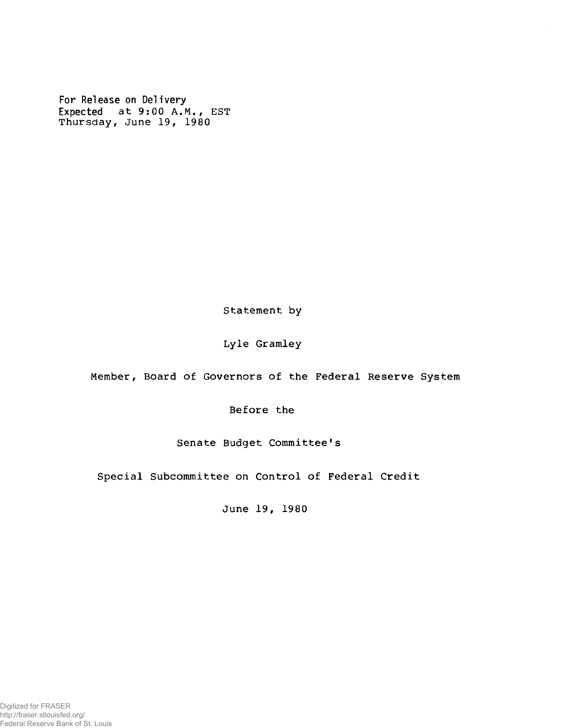For Release on Delivery
Expected at 9:00 A.M., EST
Thursday, June 19, 1980

Statement by

Lyle Gramley

Member, Board of Governors of the Federal Reserve System

Before the

Senate Budget Committee's

Special Subcommittee on Control of Federal Credit

June 19, 1980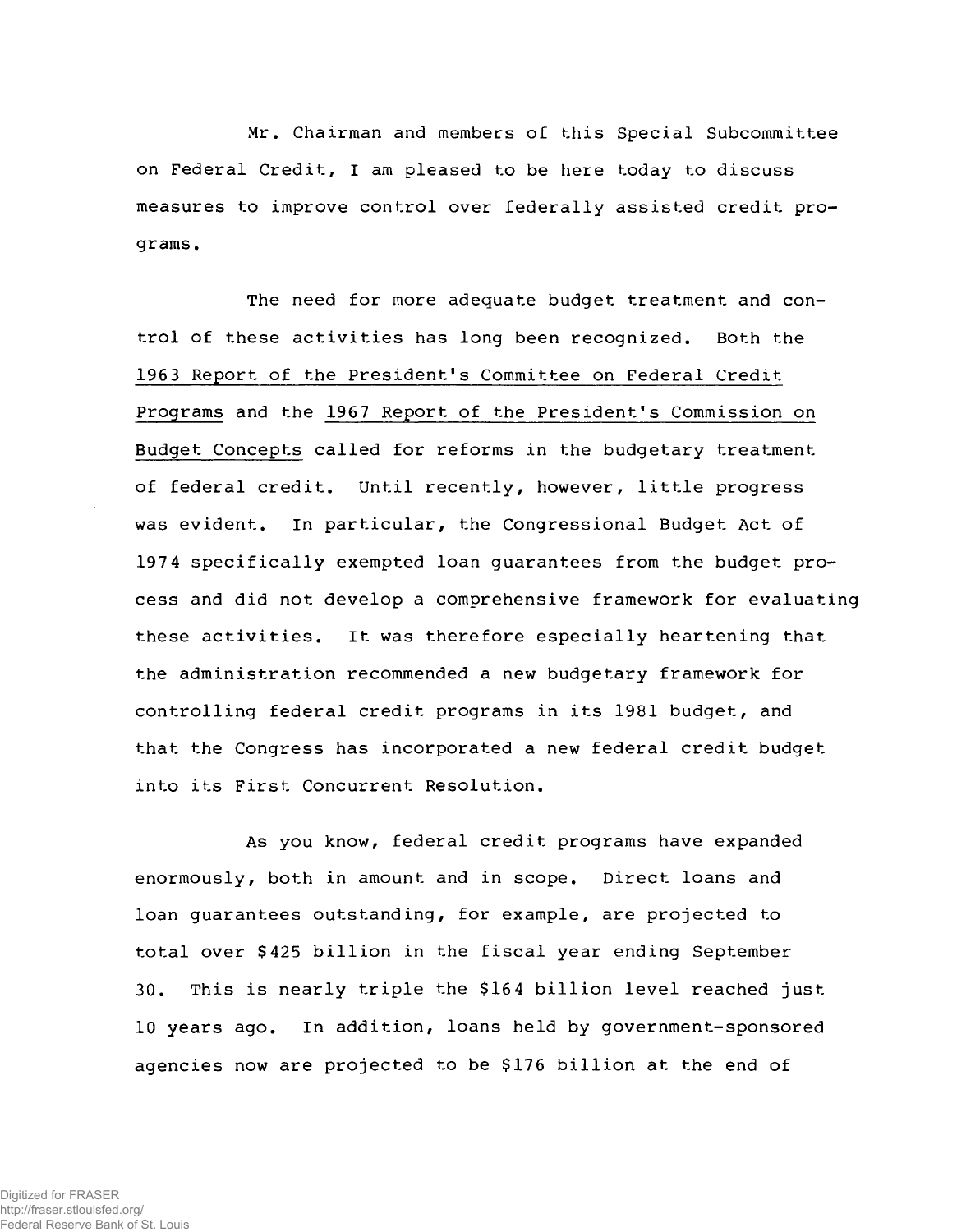Mr. Chairman and members of this Special Subcommittee on Federal Credit, I am pleased to be here today to discuss measures to improve control over federally assisted credit programs.

The need for more adequate budget treatment and control of these activities has long been recognized. Both the 1963 Report of the President's Committee on Federal Credit Programs and the 1967 Report of the President's Commission on Budget Concepts called for reforms in the budgetary treatment of federal credit. Until recently, however, little progress was evident. In particular, the Congressional Budget Act of 1974 specifically exempted loan guarantees from the budget process and did not develop a comprehensive framework for evaluating these activities. It was therefore especially heartening that the administration recommended a new budgetary framework for controlling federal credit programs in its 1981 budget, and that the Congress has incorporated a new federal credit budget into its First Concurrent Resolution.

As you know, federal credit programs have expanded enormously, both in amount and in scope. Direct loans and loan guarantees outstanding, for example, are projected to total over $425 billion in the fiscal year ending September 30. This is nearly triple the $164 billion level reached just 10 years ago. In addition, loans held by government-sponsored agencies now are projected to be $176 billion at the end of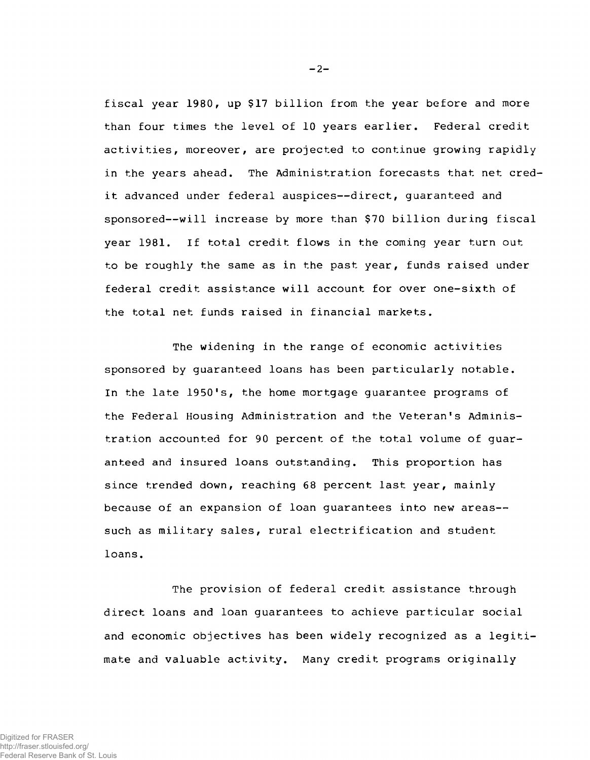fiscal year 1980, up $17 billion from the year before and more than four times the level of 10 years earlier. Federal credit activities, moreover, are projected to continue growing rapidly in the years ahead. The Administration forecasts that net credit advanced under federal auspices--direct, guaranteed and sponsored--will increase by more than $70 billion during fiscal year 1981. If total credit flows in the coming year turn out to be roughly the same as in the past year, funds raised under federal credit assistance will account for over one-sixth of the total net funds raised in financial markets.

The widening in the range of economic activities sponsored by guaranteed loans has been particularly notable. In the late 1950's, the home mortgage guarantee programs of the Federal Housing Administration and the Veteran's Administration accounted for 90 percent of the total volume of guaranteed and insured loans outstanding. This proportion has since trended down, reaching 68 percent last year, mainly because of an expansion of loan guarantees into new areas--such as military sales, rural electrification and student loans.

The provision of federal credit assistance through direct loans and loan guarantees to achieve particular social and economic objectives has been widely recognized as a legitimate and valuable activity. Many credit programs originally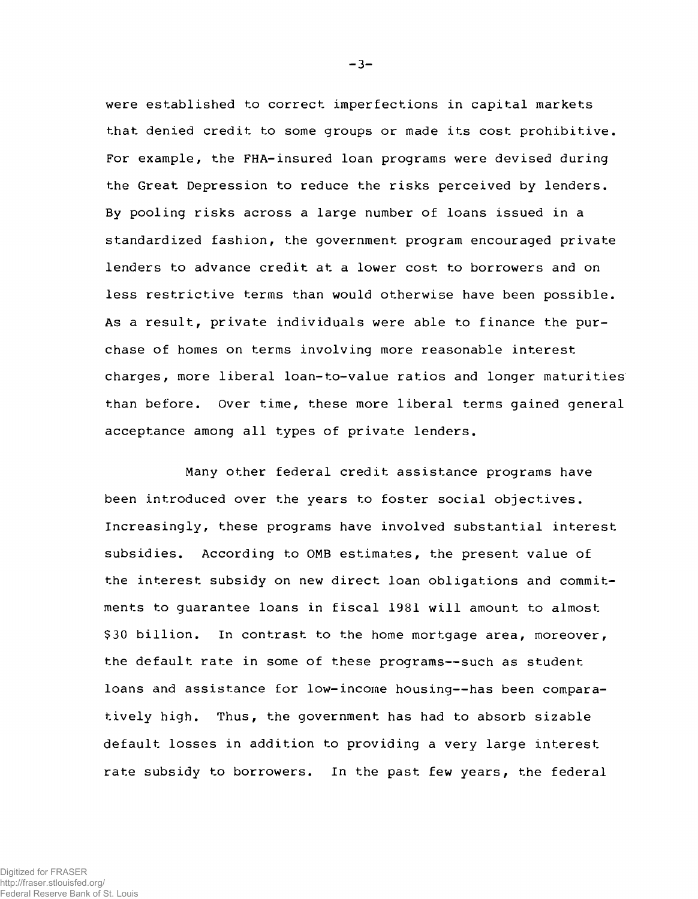were established to correct imperfections in capital markets that denied credit to some groups or made its cost prohibitive. For example, the FHA-insured loan programs were devised during the Great Depression to reduce the risks perceived by lenders. By pooling risks across a large number of loans issued in a standardized fashion, the government program encouraged private lenders to advance credit at a lower cost to borrowers and on less restrictive terms than would otherwise have been possible. As a result, private individuals were able to finance the purchase of homes on terms involving more reasonable interest charges, more liberal loan-to-value ratios and longer maturities than before. Over time, these more liberal terms gained general acceptance among all types of private lenders.

Many other federal credit assistance programs have been introduced over the years to foster social objectives. Increasingly, these programs have involved substantial interest subsidies. According to OMB estimates, the present value of the interest subsidy on new direct loan obligations and commitments to guarantee loans in fiscal 1981 will amount to almost $30 billion. In contrast to the home mortgage area, moreover, the default rate in some of these programs--such as student loans and assistance for low-income housing--has been comparatively high. Thus, the government has had to absorb sizable default losses in addition to providing a very large interest rate subsidy to borrowers. In the past few years, the federal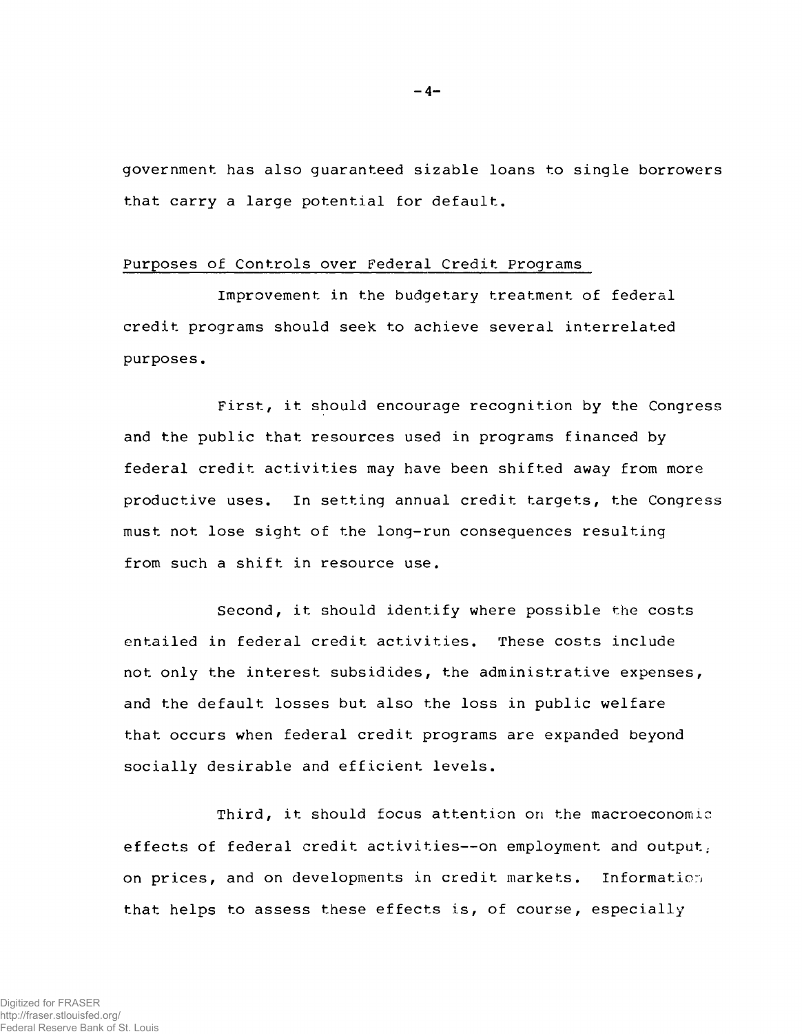government has also guaranteed sizable loans to single borrowers that carry a large potential for default.

## Purposes of Controls over Federal Credit Programs

Improvement in the budgetary treatment of federal credit programs should seek to achieve several interrelated purposes.

First, it should encourage recognition by the Congress and the public that resources used in programs financed by federal credit activities may have been shifted away from more productive uses. In setting annual credit targets, the Congress must not lose sight of the long-run consequences resulting from such a shift in resource use.

Second, it should identify where possible the costs entailed in federal credit activities. These costs include not only the interest subsidides, the administrative expenses, and the default losses but also the loss in public welfare that occurs when federal credit programs are expanded beyond socially desirable and efficient levels.

Third, it should focus attention on the macroeconomic effects of federal credit activities--on employment and output, on prices, and on developments in credit markets. Information that helps to assess these effects is, of course, especially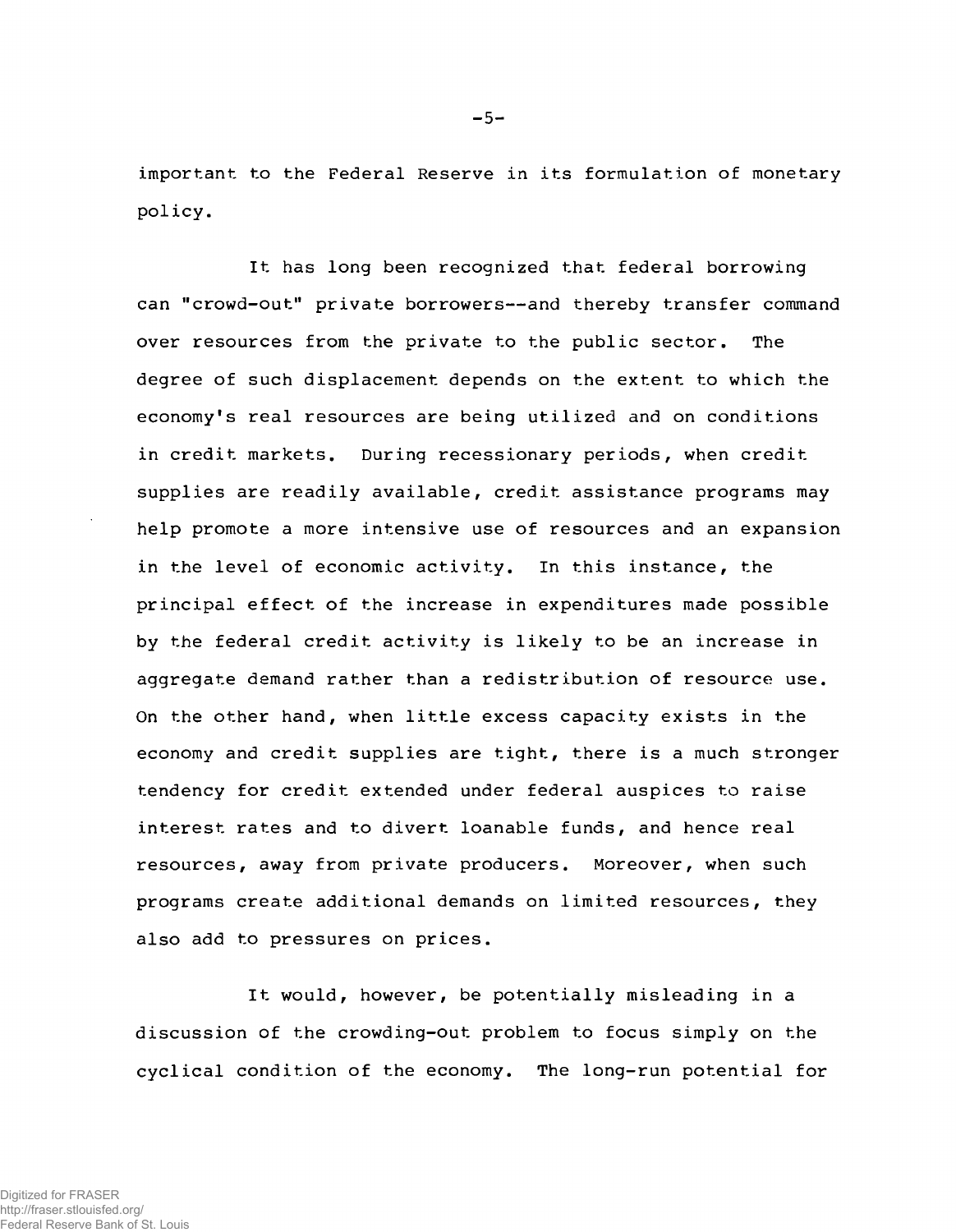important to the Federal Reserve in its formulation of monetary policy.

It has long been recognized that federal borrowing can "crowd-out" private borrowers--and thereby transfer command over resources from the private to the public sector. The degree of such displacement depends on the extent to which the economy's real resources are being utilized and on conditions in credit markets. During recessionary periods, when credit supplies are readily available, credit assistance programs may help promote a more intensive use of resources and an expansion in the level of economic activity. In this instance, the principal effect of the increase in expenditures made possible by the federal credit activity is likely to be an increase in aggregate demand rather than a redistribution of resource use. On the other hand, when little excess capacity exists in the economy and credit supplies are tight, there is a much stronger tendency for credit extended under federal auspices to raise interest rates and to divert loanable funds, and hence real resources, away from private producers. Moreover, when such programs create additional demands on limited resources, they also add to pressures on prices.

It would, however, be potentially misleading in a discussion of the crowding-out problem to focus simply on the cyclical condition of the economy. The long-run potential for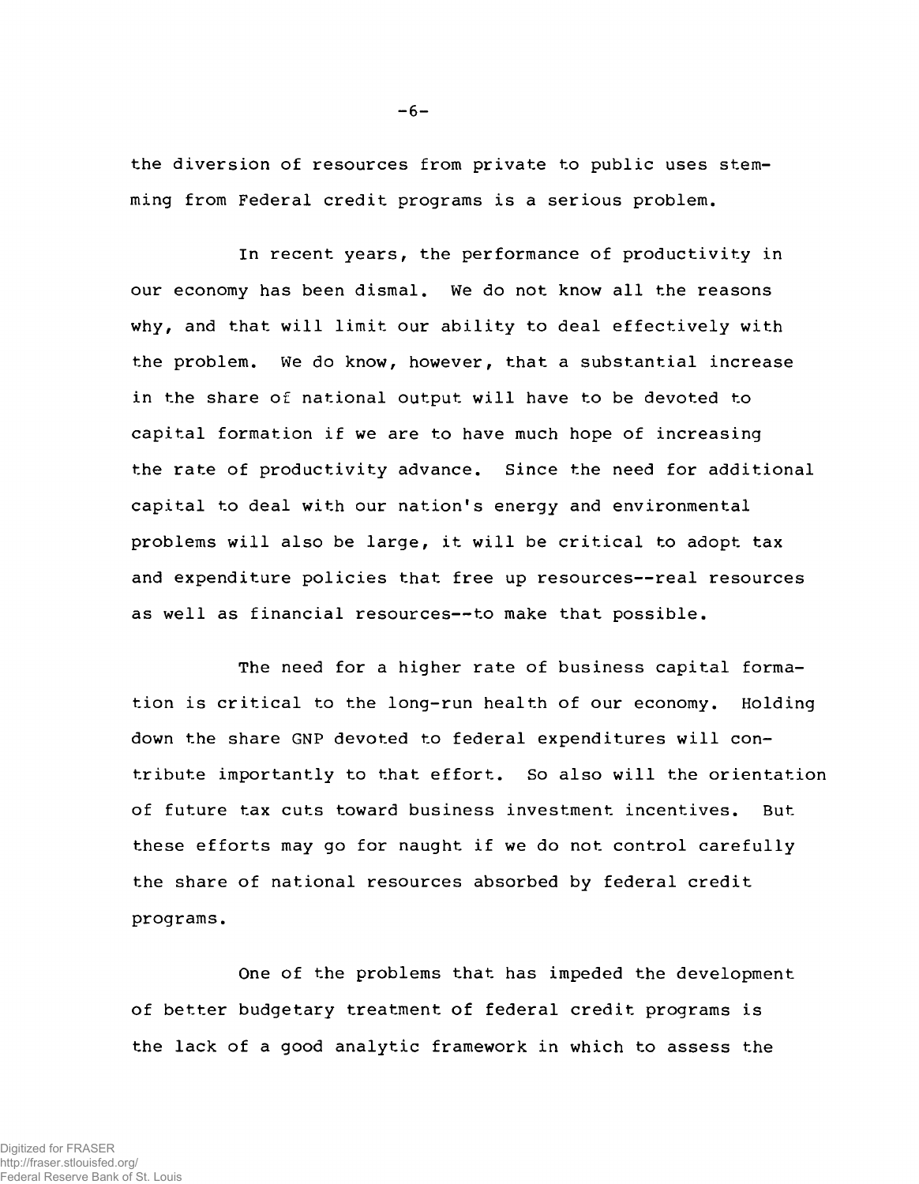the diversion of resources from private to public uses stemming from Federal credit programs is a serious problem.

In recent years, the performance of productivity in our economy has been dismal. We do not know all the reasons why, and that will limit our ability to deal effectively with the problem. We do know, however, that a substantial increase in the share of national output will have to be devoted to capital formation if we are to have much hope of increasing the rate of productivity advance. Since the need for additional capital to deal with our nation's energy and environmental problems will also be large, it will be critical to adopt tax and expenditure policies that free up resources--real resources as well as financial resources--to make that possible.

The need for a higher rate of business capital formation is critical to the long-run health of our economy. Holding down the share GNP devoted to federal expenditures will contribute importantly to that effort. So also will the orientation of future tax cuts toward business investment incentives. But these efforts may go for naught if we do not control carefully the share of national resources absorbed by federal credit programs.

One of the problems that has impeded the development of better budgetary treatment of federal credit programs is the lack of a good analytic framework in which to assess the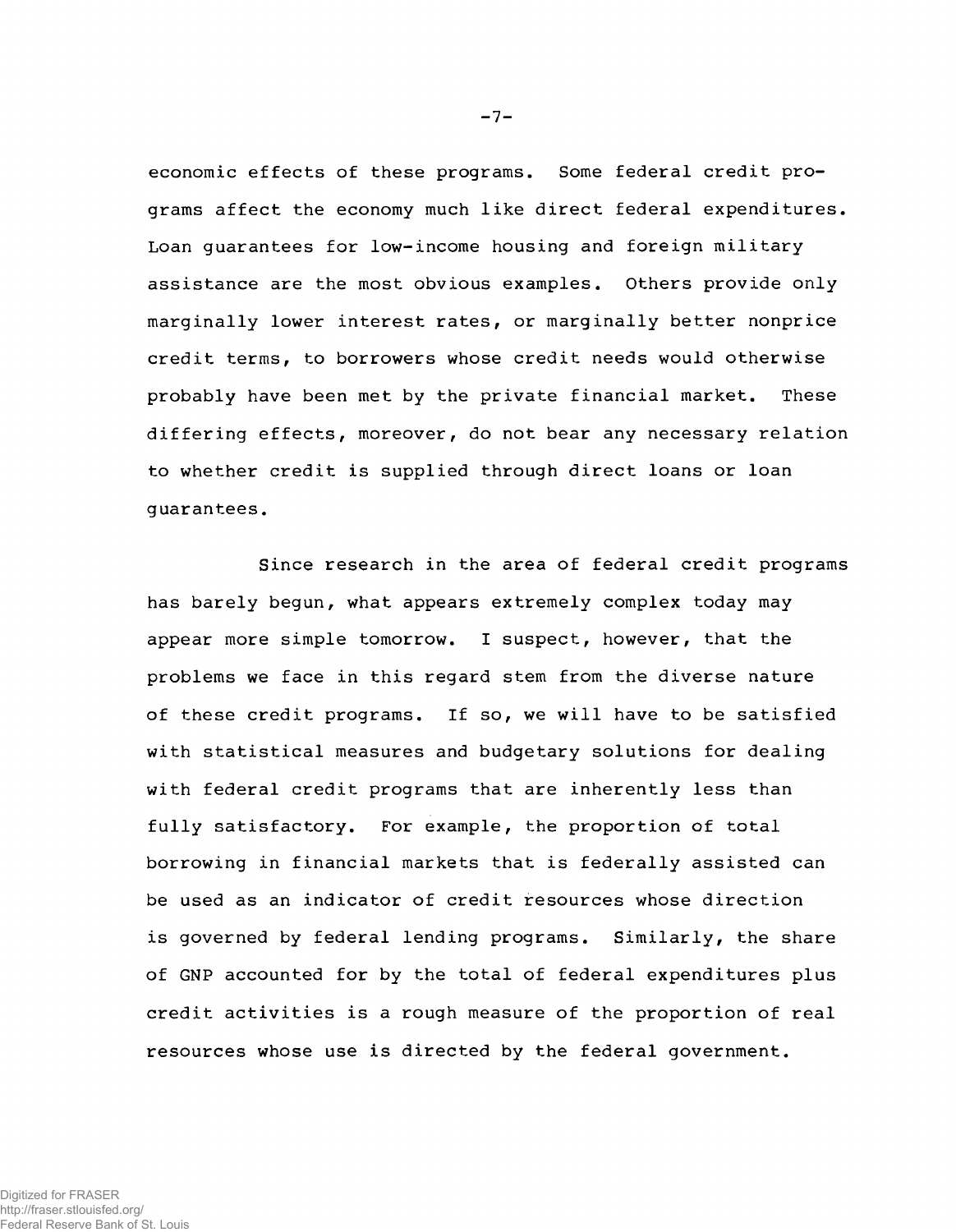economic effects of these programs. Some federal credit programs affect the economy much like direct federal expenditures. Loan guarantees for low-income housing and foreign military assistance are the most obvious examples. Others provide only marginally lower interest rates, or marginally better nonprice credit terms, to borrowers whose credit needs would otherwise probably have been met by the private financial market. These differing effects, moreover, do not bear any necessary relation to whether credit is supplied through direct loans or loan guarantees.

Since research in the area of federal credit programs has barely begun, what appears extremely complex today may appear more simple tomorrow. I suspect, however, that the problems we face in this regard stem from the diverse nature of these credit programs. If so, we will have to be satisfied with statistical measures and budgetary solutions for dealing with federal credit programs that are inherently less than fully satisfactory. For example, the proportion of total borrowing in financial markets that is federally assisted can be used as an indicator of credit resources whose direction is governed by federal lending programs. Similarly, the share of GNP accounted for by the total of federal expenditures plus credit activities is a rough measure of the proportion of real resources whose use is directed by the federal government.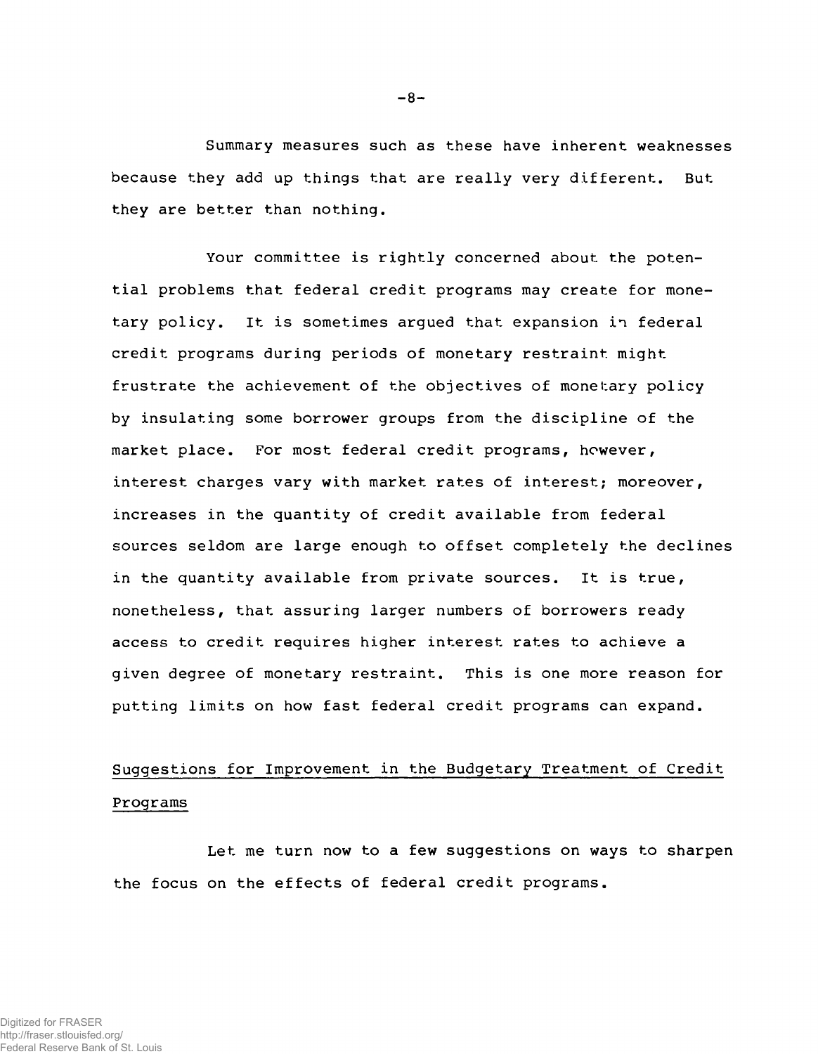Summary measures such as these have inherent weaknesses because they add up things that are really very different. But they are better than nothing.

Your committee is rightly concerned about the potential problems that federal credit programs may create for monetary policy. It is sometimes argued that expansion in federal credit programs during periods of monetary restraint might frustrate the achievement of the objectives of monetary policy by insulating some borrower groups from the discipline of the market place. For most federal credit programs, however, interest charges vary with market rates of interest; moreover, increases in the quantity of credit available from federal sources seldom are large enough to offset completely the declines in the quantity available from private sources. It is true, nonetheless, that assuring larger numbers of borrowers ready access to credit requires higher interest rates to achieve a given degree of monetary restraint. This is one more reason for putting limits on how fast federal credit programs can expand.

## Suggestions for Improvement in the Budgetary Treatment of Credit Programs

Let me turn now to a few suggestions on ways to sharpen the focus on the effects of federal credit programs.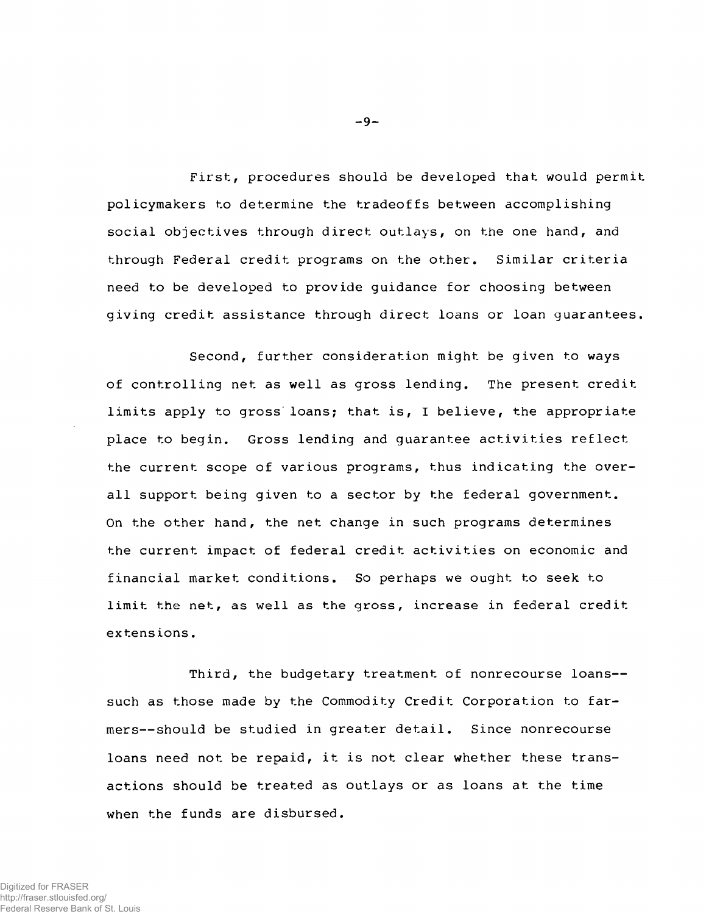First, procedures should be developed that would permit policymakers to determine the tradeoffs between accomplishing social objectives through direct outlays, on the one hand, and through Federal credit programs on the other. Similar criteria need to be developed to provide guidance for choosing between giving credit assistance through direct loans or loan guarantees.

Second, further consideration might be given to ways of controlling net as well as gross lending. The present credit limits apply to gross loans; that is, I believe, the appropriate place to begin. Gross lending and guarantee activities reflect the current scope of various programs, thus indicating the overall support being given to a sector by the federal government. On the other hand, the net change in such programs determines the current impact of federal credit activities on economic and financial market conditions. So perhaps we ought to seek to limit the net, as well as the gross, increase in federal credit extensions.

Third, the budgetary treatment of nonrecourse loans--such as those made by the Commodity Credit Corporation to farmers--should be studied in greater detail. Since nonrecourse loans need not be repaid, it is not clear whether these transactions should be treated as outlays or as loans at the time when the funds are disbursed.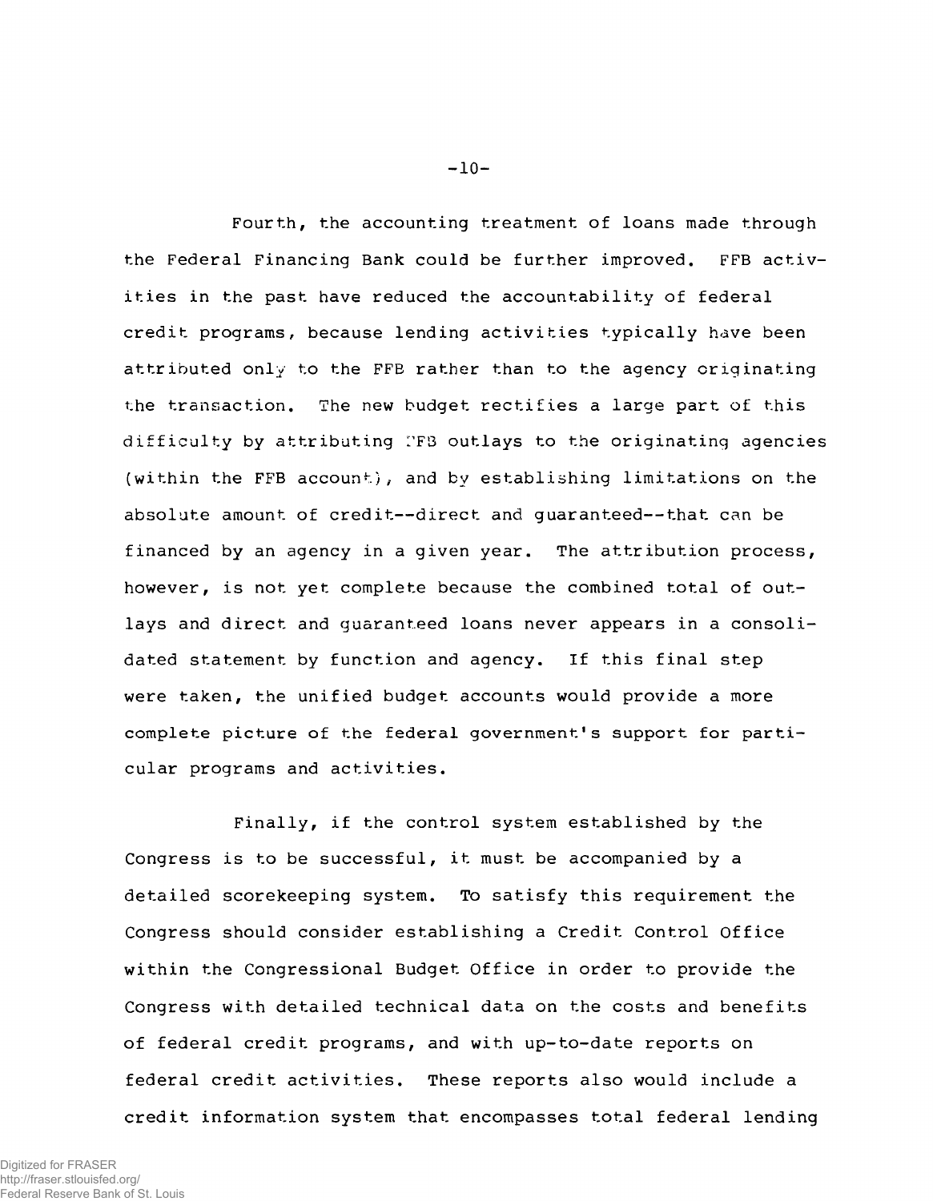Fourth, the accounting treatment of loans made through the Federal Financing Bank could be further improved. FFB activities in the past have reduced the accountability of federal credit programs, because lending activities typically have been attributed only to the FFB rather than to the agency originating the transaction. The new budget rectifies a large part of this difficulty by attributing FFB outlays to the originating agencies (within the FFB account), and by establishing limitations on the absolute amount of credit--direct and guaranteed--that can be financed by an agency in a given year. The attribution process, however, is not yet complete because the combined total of outlays and direct and guaranteed loans never appears in a consolidated statement by function and agency. If this final step were taken, the unified budget accounts would provide a more complete picture of the federal government's support for particular programs and activities.

Finally, if the control system established by the Congress is to be successful, it must be accompanied by a detailed scorekeeping system. To satisfy this requirement the Congress should consider establishing a Credit Control Office within the Congressional Budget Office in order to provide the Congress with detailed technical data on the costs and benefits of federal credit programs, and with up-to-date reports on federal credit activities. These reports also would include a credit information system that encompasses total federal lending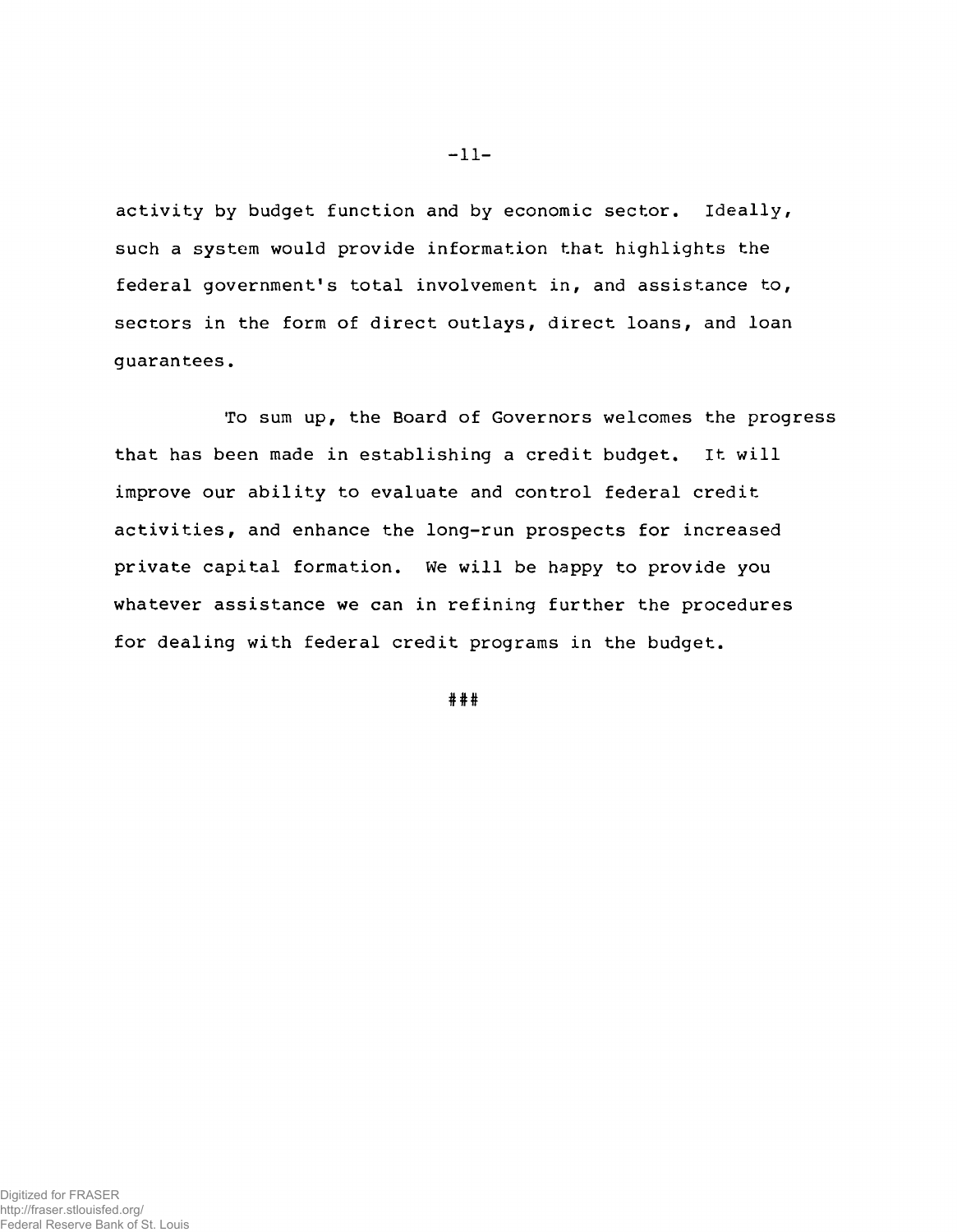activity by budget function and by economic sector. Ideally, such a system would provide information that highlights the federal government's total involvement in, and assistance to, sectors in the form of direct outlays, direct loans, and loan guarantees.

To sum up, the Board of Governors welcomes the progress that has been made in establishing a credit budget. It will improve our ability to evaluate and control federal credit activities, and enhance the long-run prospects for increased private capital formation. We will be happy to provide you whatever assistance we can in refining further the procedures for dealing with federal credit programs in the budget.

###